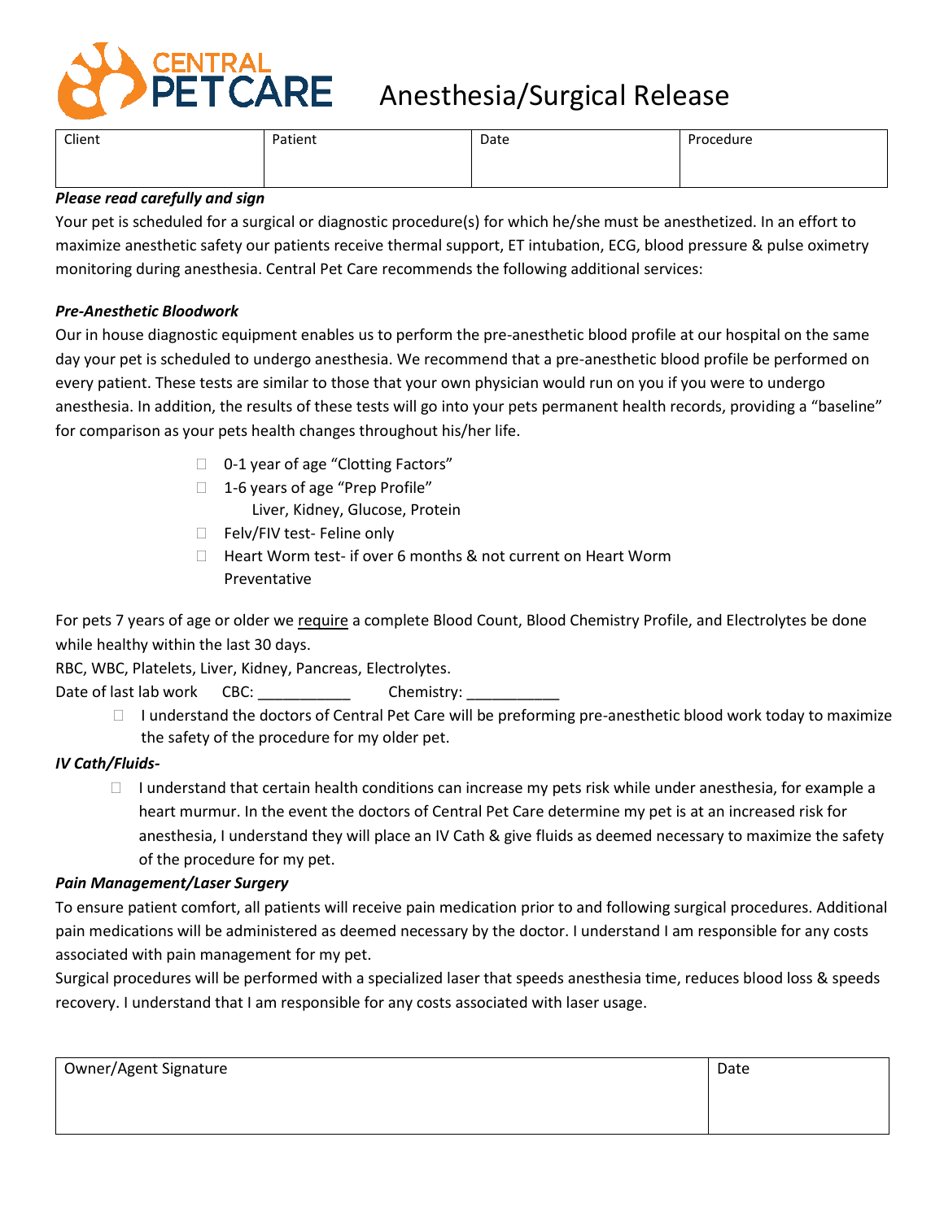**CENTRAL PET CARE**

# Anesthesia/Surgical Release

| Client | Patient | Date | Procedure |
|---|---|---|---|
| | | | |

***Please read carefully and sign***

Your pet is scheduled for a surgical or diagnostic procedure(s) for which he/she must be anesthetized. In an effort to maximize anesthetic safety our patients receive thermal support, ET intubation, ECG, blood pressure & pulse oximetry monitoring during anesthesia. Central Pet Care recommends the following additional services:

***Pre-Anesthetic Bloodwork***

Our in house diagnostic equipment enables us to perform the pre-anesthetic blood profile at our hospital on the same day your pet is scheduled to undergo anesthesia. We recommend that a pre-anesthetic blood profile be performed on every patient. These tests are similar to those that your own physician would run on you if you were to undergo anesthesia. In addition, the results of these tests will go into your pets permanent health records, providing a "baseline" for comparison as your pets health changes throughout his/her life.

- ☐ 0-1 year of age "Clotting Factors"
- ☐ 1-6 years of age "Prep Profile"
  Liver, Kidney, Glucose, Protein
- ☐ Felv/FIV test- Feline only
- ☐ Heart Worm test- if over 6 months & not current on Heart Worm Preventative

For pets 7 years of age or older we <u>require</u> a complete Blood Count, Blood Chemistry Profile, and Electrolytes be done while healthy within the last 30 days.

RBC, WBC, Platelets, Liver, Kidney, Pancreas, Electrolytes.

Date of last lab work CBC: ___________ Chemistry: ___________

- ☐ I understand the doctors of Central Pet Care will be preforming pre-anesthetic blood work today to maximize the safety of the procedure for my older pet.

***IV Cath/Fluids-***

- ☐ I understand that certain health conditions can increase my pets risk while under anesthesia, for example a heart murmur. In the event the doctors of Central Pet Care determine my pet is at an increased risk for anesthesia, I understand they will place an IV Cath & give fluids as deemed necessary to maximize the safety of the procedure for my pet.

***Pain Management/Laser Surgery***

To ensure patient comfort, all patients will receive pain medication prior to and following surgical procedures. Additional pain medications will be administered as deemed necessary by the doctor. I understand I am responsible for any costs associated with pain management for my pet.

Surgical procedures will be performed with a specialized laser that speeds anesthesia time, reduces blood loss & speeds recovery. I understand that I am responsible for any costs associated with laser usage.

| Owner/Agent Signature | Date |
|---|---|
| | |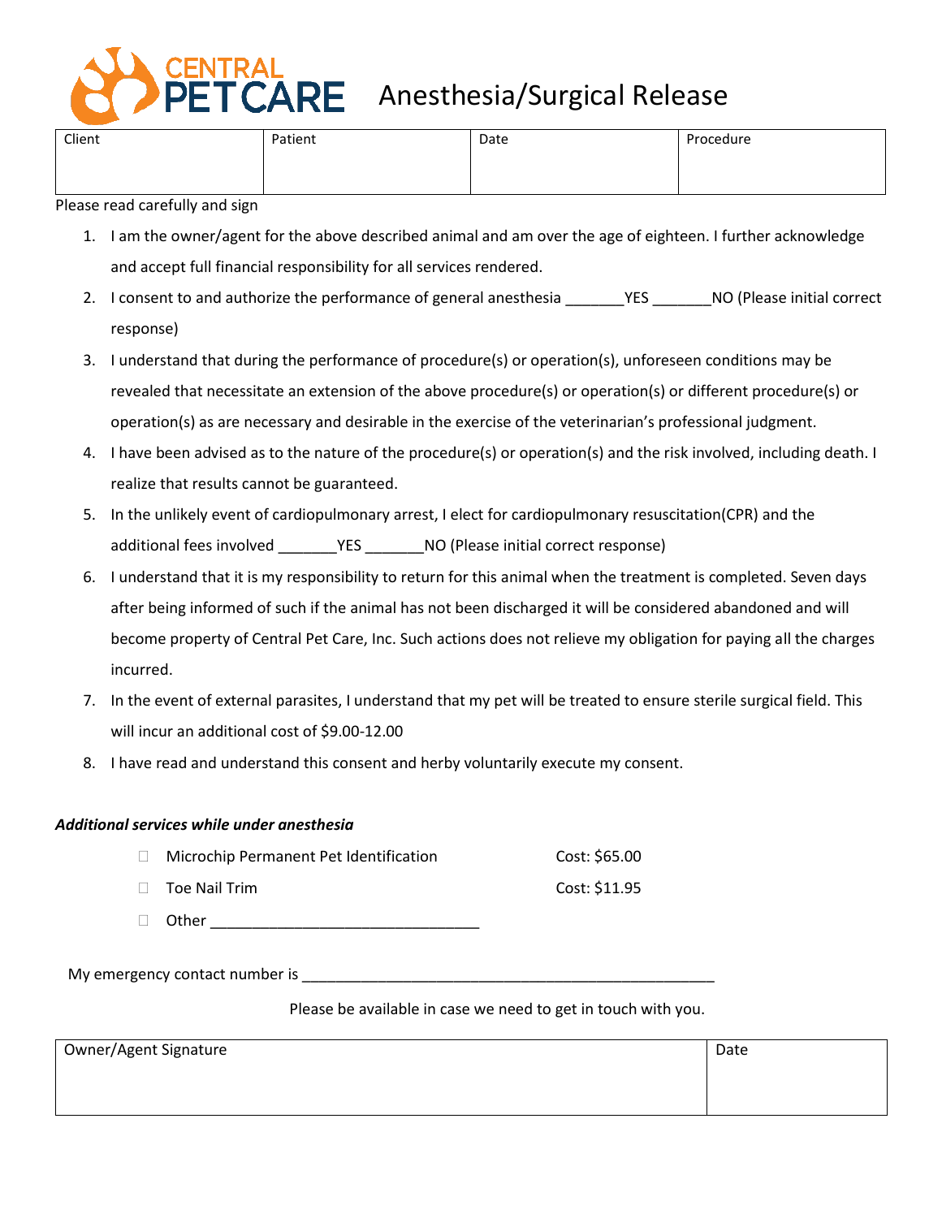# CENTRAL PET CARE Anesthesia/Surgical Release

| Client | Patient | Date | Procedure |
| --- | --- | --- | --- |
| | | | |

Please read carefully and sign

1. I am the owner/agent for the above described animal and am over the age of eighteen. I further acknowledge and accept full financial responsibility for all services rendered.
2. I consent to and authorize the performance of general anesthesia _______YES _______NO (Please initial correct response)
3. I understand that during the performance of procedure(s) or operation(s), unforeseen conditions may be revealed that necessitate an extension of the above procedure(s) or operation(s) or different procedure(s) or operation(s) as are necessary and desirable in the exercise of the veterinarian's professional judgment.
4. I have been advised as to the nature of the procedure(s) or operation(s) and the risk involved, including death. I realize that results cannot be guaranteed.
5. In the unlikely event of cardiopulmonary arrest, I elect for cardiopulmonary resuscitation(CPR) and the additional fees involved _______YES _______NO (Please initial correct response)
6. I understand that it is my responsibility to return for this animal when the treatment is completed. Seven days after being informed of such if the animal has not been discharged it will be considered abandoned and will become property of Central Pet Care, Inc. Such actions does not relieve my obligation for paying all the charges incurred.
7. In the event of external parasites, I understand that my pet will be treated to ensure sterile surgical field. This will incur an additional cost of $9.00-12.00
8. I have read and understand this consent and herby voluntarily execute my consent.

***Additional services while under anesthesia***

- ☐ Microchip Permanent Pet Identification — Cost: $65.00
- ☐ Toe Nail Trim — Cost: $11.95
- ☐ Other ________________________________

My emergency contact number is _________________________________________________

Please be available in case we need to get in touch with you.

| Owner/Agent Signature | Date |
| --- | --- |
| | |